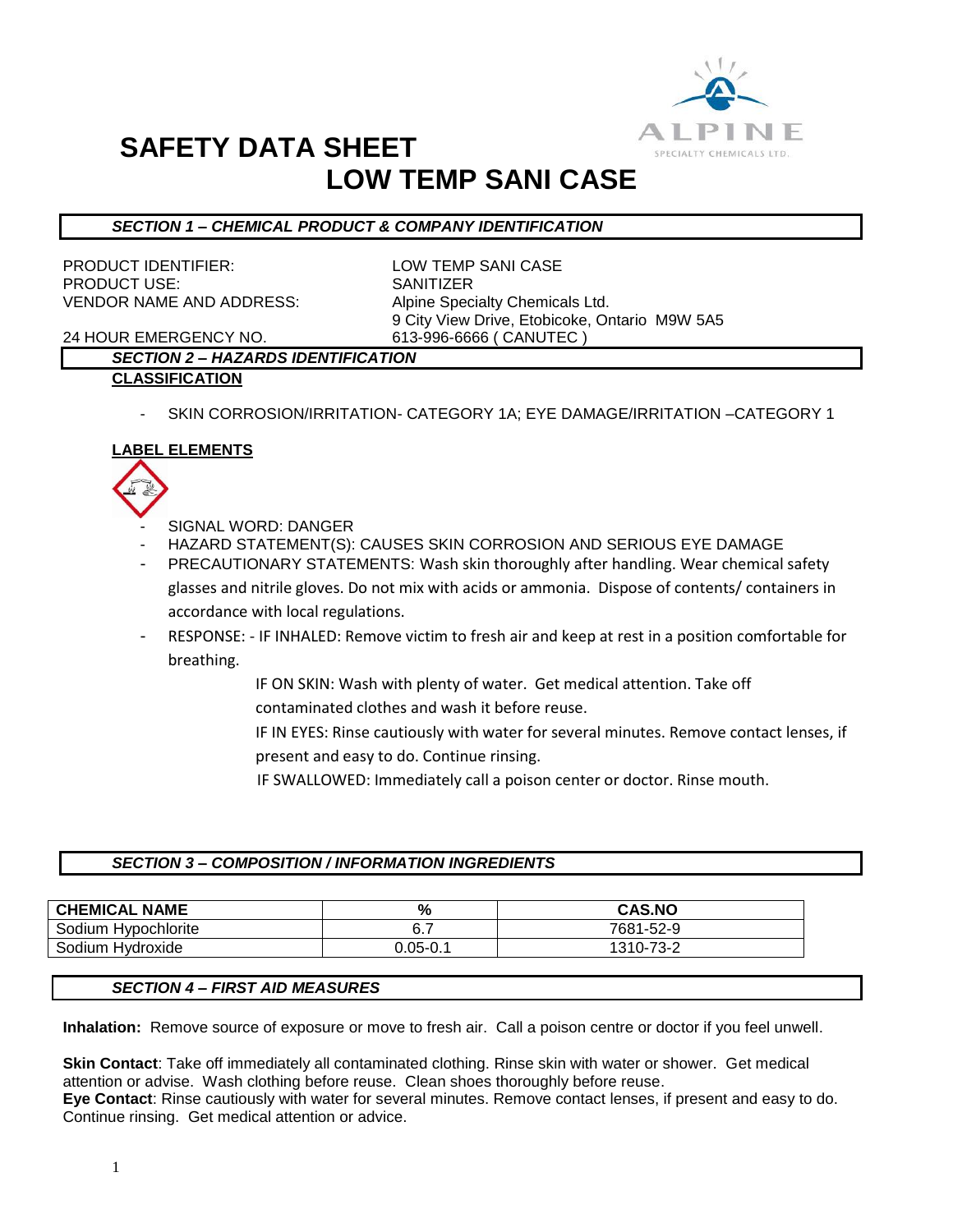# SAFETY DATA SHEET

# LOW TEMP SANI CASE

### *SECTION 1 – CHEMICAL PRODUCT & COMPANY IDENTIFICATION*

PRODUCT IDENTIFIER: LOW TEMP SANI CASE
PRODUCT USE: SANITIZER
VENDOR NAME AND ADDRESS: Alpine Specialty Chemicals Ltd.
9 City View Drive, Etobicoke, Ontario M9W 5A5
24 HOUR EMERGENCY NO. 613-996-6666 ( CANUTEC )

### *SECTION 2 – HAZARDS IDENTIFICATION*

**CLASSIFICATION**

- SKIN CORROSION/IRRITATION- CATEGORY 1A; EYE DAMAGE/IRRITATION –CATEGORY 1

**LABEL ELEMENTS**

- SIGNAL WORD: DANGER
- HAZARD STATEMENT(S): CAUSES SKIN CORROSION AND SERIOUS EYE DAMAGE
- PRECAUTIONARY STATEMENTS: Wash skin thoroughly after handling. Wear chemical safety glasses and nitrile gloves. Do not mix with acids or ammonia. Dispose of contents/ containers in accordance with local regulations.
- RESPONSE: - IF INHALED: Remove victim to fresh air and keep at rest in a position comfortable for breathing.

  IF ON SKIN: Wash with plenty of water. Get medical attention. Take off contaminated clothes and wash it before reuse.

  IF IN EYES: Rinse cautiously with water for several minutes. Remove contact lenses, if present and easy to do. Continue rinsing.

  IF SWALLOWED: Immediately call a poison center or doctor. Rinse mouth.

### *SECTION 3 – COMPOSITION / INFORMATION INGREDIENTS*

| CHEMICAL NAME | % | CAS.NO |
|---|---|---|
| Sodium Hypochlorite | 6.7 | 7681-52-9 |
| Sodium Hydroxide | 0.05-0.1 | 1310-73-2 |

### *SECTION 4 – FIRST AID MEASURES*

**Inhalation:** Remove source of exposure or move to fresh air. Call a poison centre or doctor if you feel unwell.

**Skin Contact**: Take off immediately all contaminated clothing. Rinse skin with water or shower. Get medical attention or advise. Wash clothing before reuse. Clean shoes thoroughly before reuse.
**Eye Contact**: Rinse cautiously with water for several minutes. Remove contact lenses, if present and easy to do. Continue rinsing. Get medical attention or advice.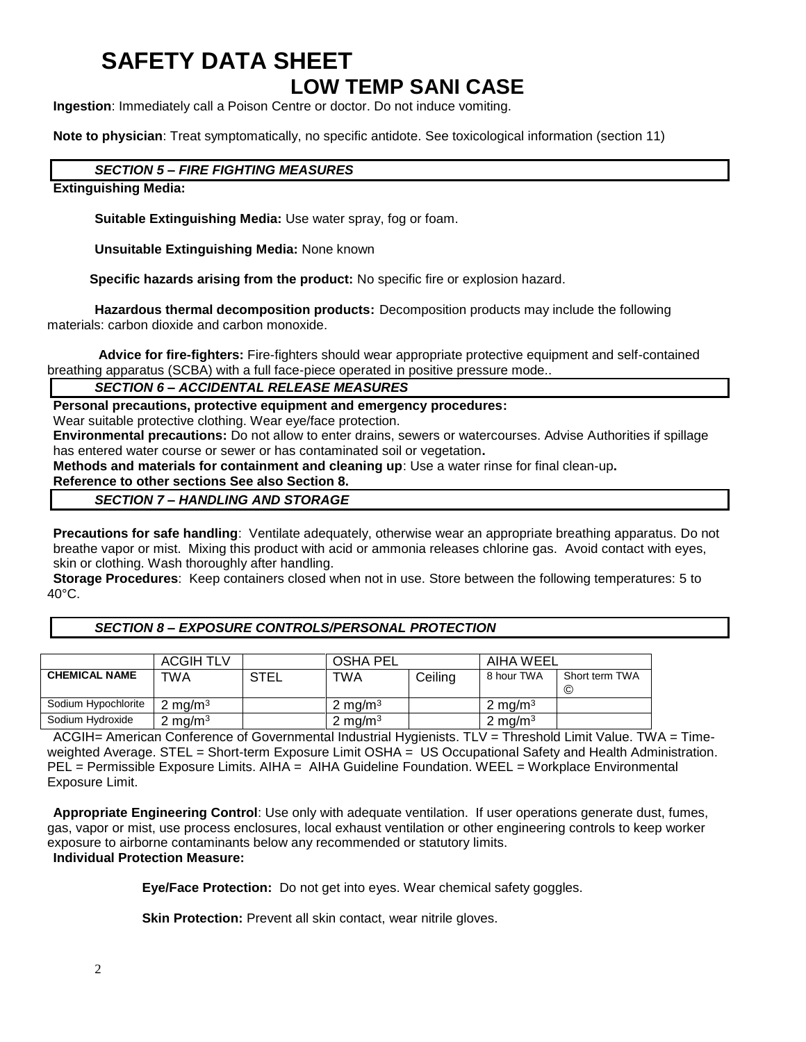# SAFETY DATA SHEET

## LOW TEMP SANI CASE

**Ingestion**: Immediately call a Poison Centre or doctor. Do not induce vomiting.

**Note to physician**: Treat symptomatically, no specific antidote. See toxicological information (section 11)

### *SECTION 5 – FIRE FIGHTING MEASURES*

**Extinguishing Media:**

**Suitable Extinguishing Media:** Use water spray, fog or foam.

**Unsuitable Extinguishing Media:** None known

**Specific hazards arising from the product:** No specific fire or explosion hazard.

**Hazardous thermal decomposition products:** Decomposition products may include the following materials: carbon dioxide and carbon monoxide.

**Advice for fire-fighters:** Fire-fighters should wear appropriate protective equipment and self-contained breathing apparatus (SCBA) with a full face-piece operated in positive pressure mode..

### *SECTION 6 – ACCIDENTAL RELEASE MEASURES*

**Personal precautions, protective equipment and emergency procedures:**
Wear suitable protective clothing. Wear eye/face protection.
**Environmental precautions:** Do not allow to enter drains, sewers or watercourses. Advise Authorities if spillage has entered water course or sewer or has contaminated soil or vegetation**.**
**Methods and materials for containment and cleaning up**: Use a water rinse for final clean-up**.**
**Reference to other sections See also Section 8.**

### *SECTION 7 – HANDLING AND STORAGE*

**Precautions for safe handling**: Ventilate adequately, otherwise wear an appropriate breathing apparatus. Do not breathe vapor or mist. Mixing this product with acid or ammonia releases chlorine gas. Avoid contact with eyes, skin or clothing. Wash thoroughly after handling.
**Storage Procedures**: Keep containers closed when not in use. Store between the following temperatures: 5 to 40°C.

### *SECTION 8 – EXPOSURE CONTROLS/PERSONAL PROTECTION*

| | ACGIH TLV | | OSHA PEL | | AIHA WEEL | |
|---|---|---|---|---|---|---|
| **CHEMICAL NAME** | TWA | STEL | TWA | Ceiling | 8 hour TWA | Short term TWA © |
| Sodium Hypochlorite | 2 mg/m$^3$ | | 2 mg/m$^3$ | | 2 mg/m$^3$ | |
| Sodium Hydroxide | 2 mg/m$^3$ | | 2 mg/m$^3$ | | 2 mg/m$^3$ | |

ACGIH= American Conference of Governmental Industrial Hygienists. TLV = Threshold Limit Value. TWA = Time-weighted Average. STEL = Short-term Exposure Limit OSHA = US Occupational Safety and Health Administration. PEL = Permissible Exposure Limits. AIHA = AIHA Guideline Foundation. WEEL = Workplace Environmental Exposure Limit.

**Appropriate Engineering Control**: Use only with adequate ventilation. If user operations generate dust, fumes, gas, vapor or mist, use process enclosures, local exhaust ventilation or other engineering controls to keep worker exposure to airborne contaminants below any recommended or statutory limits.
**Individual Protection Measure:**

**Eye/Face Protection:** Do not get into eyes. Wear chemical safety goggles.

**Skin Protection:** Prevent all skin contact, wear nitrile gloves.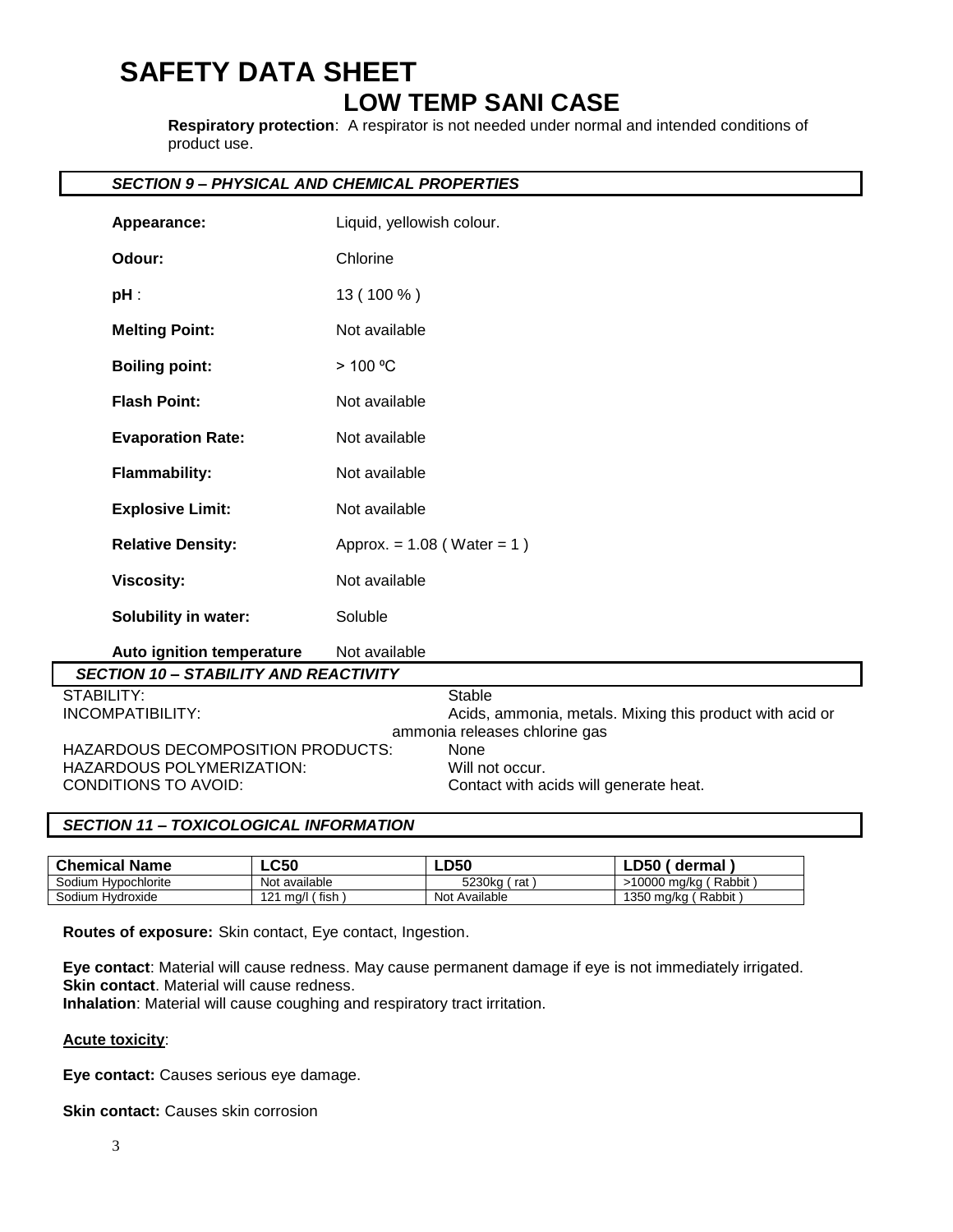**Respiratory protection**: A respirator is not needed under normal and intended conditions of product use.

## *SECTION 9 – PHYSICAL AND CHEMICAL PROPERTIES*

| | |
|---|---|
| **Appearance:** | Liquid, yellowish colour. |
| **Odour:** | Chlorine |
| **pH** : | 13 ( 100 % ) |
| **Melting Point:** | Not available |
| **Boiling point:** | > 100 ºC |
| **Flash Point:** | Not available |
| **Evaporation Rate:** | Not available |
| **Flammability:** | Not available |
| **Explosive Limit:** | Not available |
| **Relative Density:** | Approx. = 1.08 ( Water = 1 ) |
| **Viscosity:** | Not available |
| **Solubility in water:** | Soluble |
| **Auto ignition temperature** | Not available |

## *SECTION 10 – STABILITY AND REACTIVITY*

| | |
|---|---|
| STABILITY: | Stable |
| INCOMPATIBILITY: | Acids, ammonia, metals. Mixing this product with acid or ammonia releases chlorine gas |
| HAZARDOUS DECOMPOSITION PRODUCTS: | None |
| HAZARDOUS POLYMERIZATION: | Will not occur. |
| CONDITIONS TO AVOID: | Contact with acids will generate heat. |

## *SECTION 11 – TOXICOLOGICAL INFORMATION*

| Chemical Name | LC50 | LD50 | LD50 ( dermal ) |
|---|---|---|---|
| Sodium Hypochlorite | Not available | 5230kg ( rat ) | >10000 mg/kg ( Rabbit ) |
| Sodium Hydroxide | 121 mg/l ( fish ) | Not Available | 1350 mg/kg ( Rabbit ) |

**Routes of exposure:** Skin contact, Eye contact, Ingestion.

**Eye contact**: Material will cause redness. May cause permanent damage if eye is not immediately irrigated.
**Skin contact**. Material will cause redness.
**Inhalation**: Material will cause coughing and respiratory tract irritation.

**Acute toxicity**:

**Eye contact:** Causes serious eye damage.

**Skin contact:** Causes skin corrosion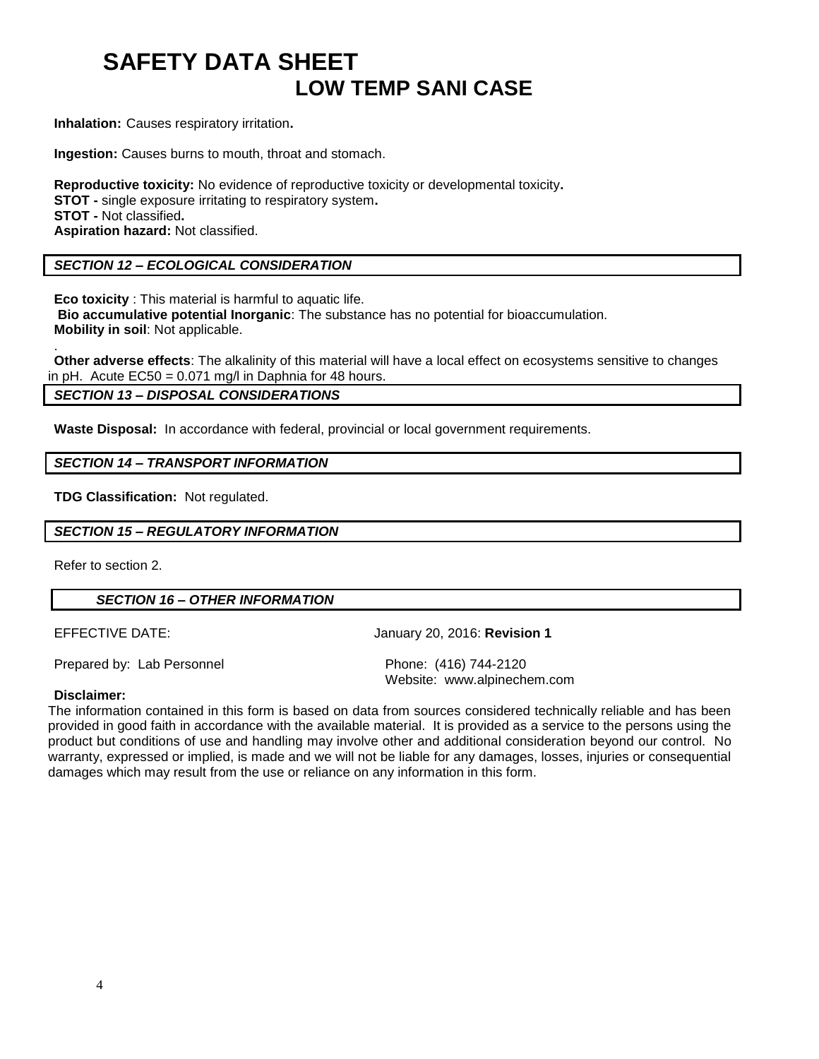# SAFETY DATA SHEET
## LOW TEMP SANI CASE

**Inhalation:** Causes respiratory irritation**.**

**Ingestion:** Causes burns to mouth, throat and stomach.

**Reproductive toxicity:** No evidence of reproductive toxicity or developmental toxicity**.**
**STOT -** single exposure irritating to respiratory system**.**
**STOT -** Not classified**.**
**Aspiration hazard:** Not classified.

### *SECTION 12 – ECOLOGICAL CONSIDERATION*

**Eco toxicity** : This material is harmful to aquatic life.
**Bio accumulative potential Inorganic**: The substance has no potential for bioaccumulation.
**Mobility in soil**: Not applicable.

.
**Other adverse effects**: The alkalinity of this material will have a local effect on ecosystems sensitive to changes in pH. Acute EC50 = 0.071 mg/l in Daphnia for 48 hours.

### *SECTION 13 – DISPOSAL CONSIDERATIONS*

**Waste Disposal:** In accordance with federal, provincial or local government requirements.

### *SECTION 14 – TRANSPORT INFORMATION*

**TDG Classification:** Not regulated.

### *SECTION 15 – REGULATORY INFORMATION*

Refer to section 2.

### *SECTION 16 – OTHER INFORMATION*

EFFECTIVE DATE: January 20, 2016: **Revision 1**

Prepared by: Lab Personnel

Phone: (416) 744-2120
Website: www.alpinechem.com

**Disclaimer:**
The information contained in this form is based on data from sources considered technically reliable and has been provided in good faith in accordance with the available material. It is provided as a service to the persons using the product but conditions of use and handling may involve other and additional consideration beyond our control. No warranty, expressed or implied, is made and we will not be liable for any damages, losses, injuries or consequential damages which may result from the use or reliance on any information in this form.